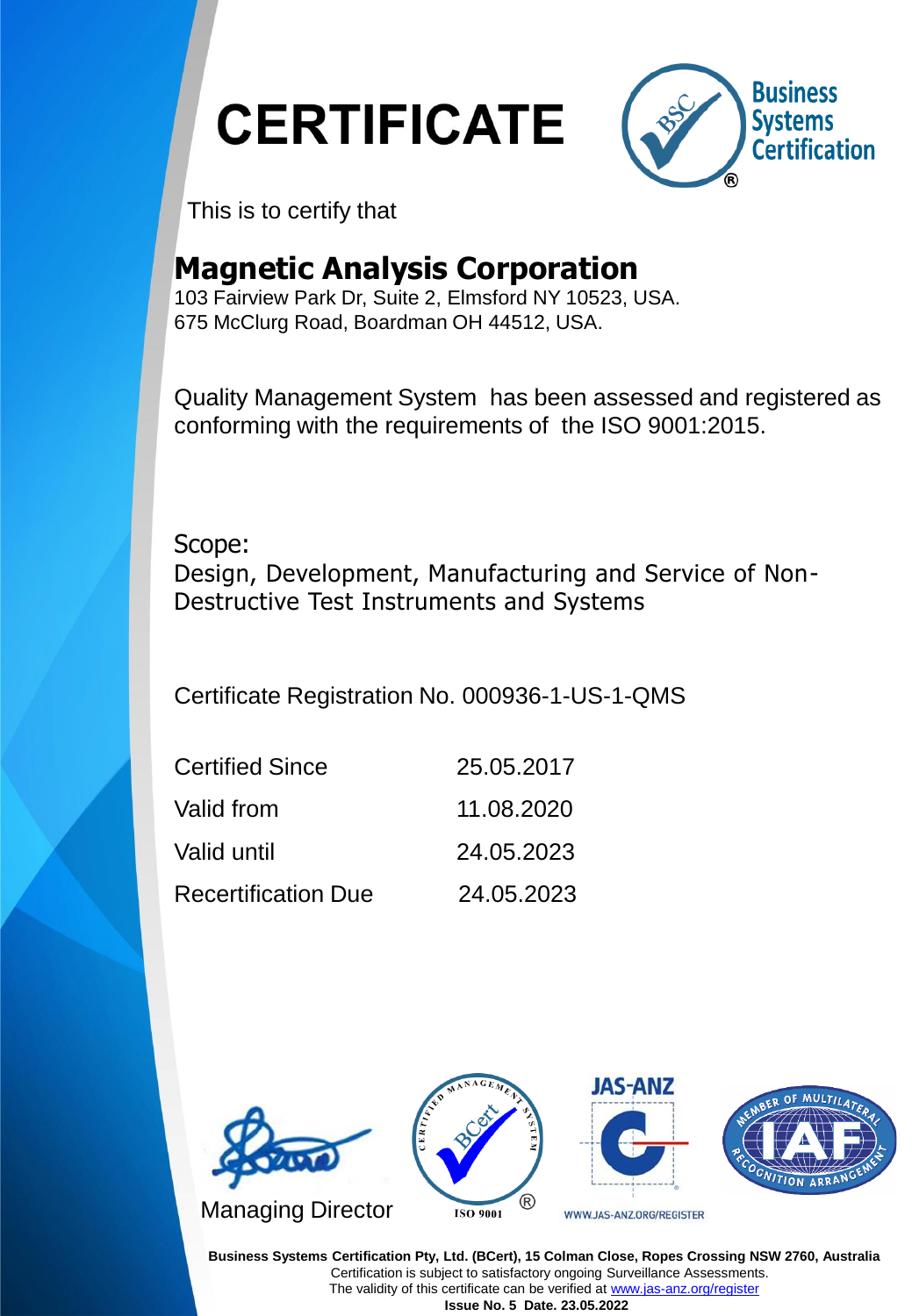# CERTIFICATE

Business Systems Certification

This is to certify that

## Magnetic Analysis Corporation

103 Fairview Park Dr, Suite 2, Elmsford NY 10523, USA.
675 McClurg Road, Boardman OH 44512, USA.

Quality Management System has been assessed and registered as conforming with the requirements of the ISO 9001:2015.

Scope:
Design, Development, Manufacturing and Service of Non-Destructive Test Instruments and Systems

Certificate Registration No. 000936-1-US-1-QMS

| | |
|---|---|
| Certified Since | 25.05.2017 |
| Valid from | 11.08.2020 |
| Valid until | 24.05.2023 |
| Recertification Due | 24.05.2023 |

Managing Director

ISO 9001

WWW.JAS-ANZ.ORG/REGISTER

**Business Systems Certification Pty, Ltd. (BCert), 15 Colman Close, Ropes Crossing NSW 2760, Australia**
Certification is subject to satisfactory ongoing Surveillance Assessments.
The validity of this certificate can be verified at www.jas-anz.org/register
**Issue No. 5 Date. 23.05.2022**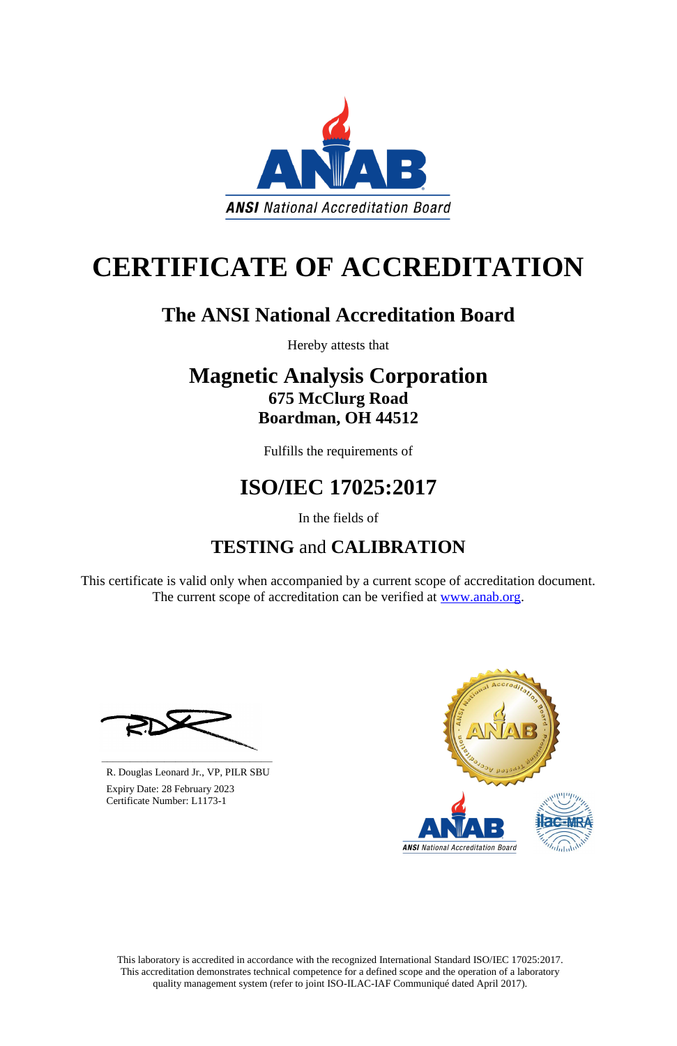# CERTIFICATE OF ACCREDITATION

## The ANSI National Accreditation Board

Hereby attests that

## Magnetic Analysis Corporation

**675 McClurg Road**
**Boardman, OH 44512**

Fulfills the requirements of

## ISO/IEC 17025:2017

In the fields of

## TESTING and CALIBRATION

This certificate is valid only when accompanied by a current scope of accreditation document. The current scope of accreditation can be verified at www.anab.org.

R. Douglas Leonard Jr., VP, PILR SBU
Expiry Date: 28 February 2023
Certificate Number: L1173-1

This laboratory is accredited in accordance with the recognized International Standard ISO/IEC 17025:2017. This accreditation demonstrates technical competence for a defined scope and the operation of a laboratory quality management system (refer to joint ISO-ILAC-IAF Communiqué dated April 2017).